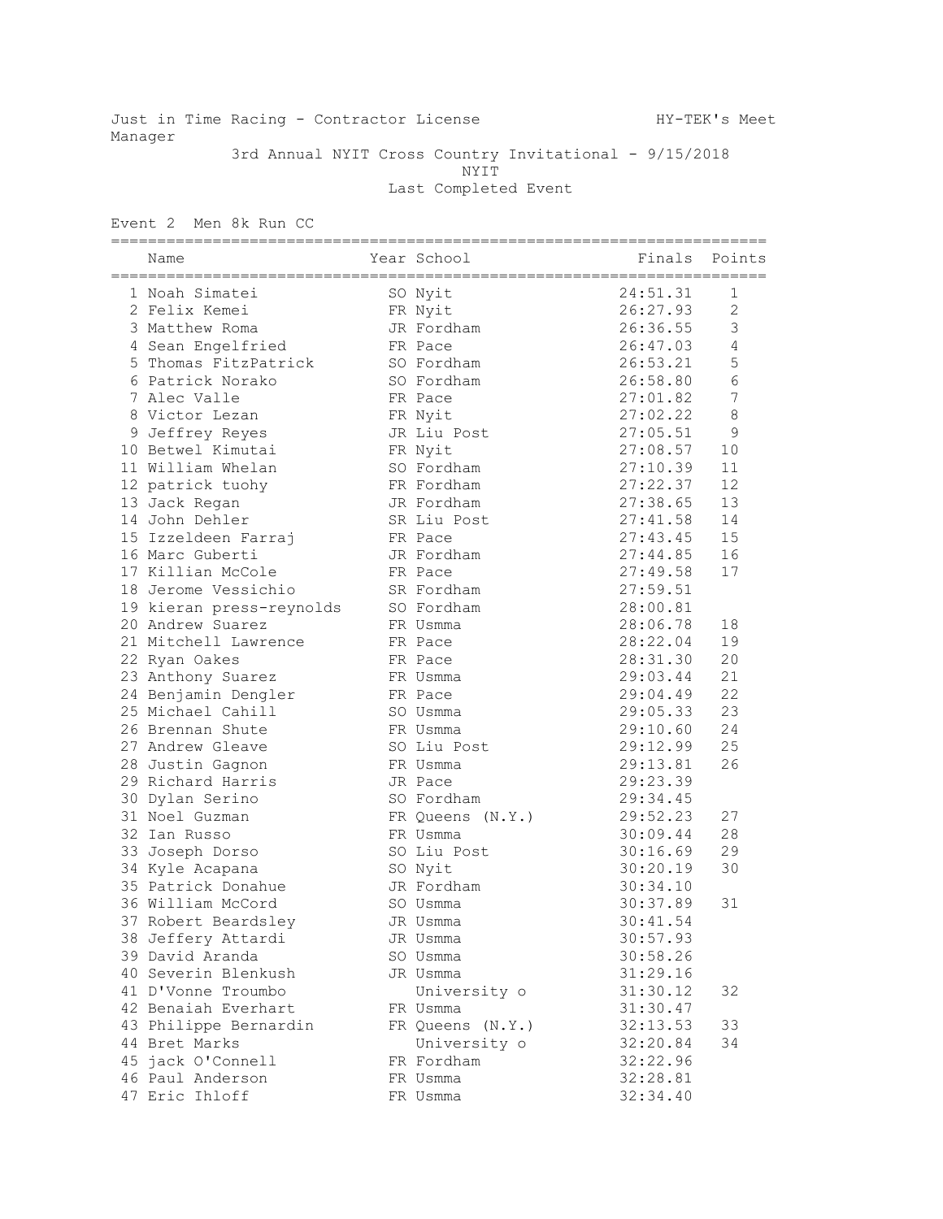Just in Time Racing - Contractor License HY-TEK's Meet Manager

3rd Annual NYIT Cross Country Invitational - 9/15/2018

NYIT

Last Completed Event

Event 2 Men 8k Run CC

| Place | Name | Year | School | Finals | Points |
|---|---|---|---|---|---|
| 1 | Noah Simatei | SO | Nyit | 24:51.31 | 1 |
| 2 | Felix Kemei | FR | Nyit | 26:27.93 | 2 |
| 3 | Matthew Roma | JR | Fordham | 26:36.55 | 3 |
| 4 | Sean Engelfried | FR | Pace | 26:47.03 | 4 |
| 5 | Thomas FitzPatrick | SO | Fordham | 26:53.21 | 5 |
| 6 | Patrick Norako | SO | Fordham | 26:58.80 | 6 |
| 7 | Alec Valle | FR | Pace | 27:01.82 | 7 |
| 8 | Victor Lezan | FR | Nyit | 27:02.22 | 8 |
| 9 | Jeffrey Reyes | JR | Liu Post | 27:05.51 | 9 |
| 10 | Betwel Kimutai | FR | Nyit | 27:08.57 | 10 |
| 11 | William Whelan | SO | Fordham | 27:10.39 | 11 |
| 12 | patrick tuohy | FR | Fordham | 27:22.37 | 12 |
| 13 | Jack Regan | JR | Fordham | 27:38.65 | 13 |
| 14 | John Dehler | SR | Liu Post | 27:41.58 | 14 |
| 15 | Izzeldeen Farraj | FR | Pace | 27:43.45 | 15 |
| 16 | Marc Guberti | JR | Fordham | 27:44.85 | 16 |
| 17 | Killian McCole | FR | Pace | 27:49.58 | 17 |
| 18 | Jerome Vessichio | SR | Fordham | 27:59.51 | |
| 19 | kieran press-reynolds | SO | Fordham | 28:00.81 | |
| 20 | Andrew Suarez | FR | Usmma | 28:06.78 | 18 |
| 21 | Mitchell Lawrence | FR | Pace | 28:22.04 | 19 |
| 22 | Ryan Oakes | FR | Pace | 28:31.30 | 20 |
| 23 | Anthony Suarez | FR | Usmma | 29:03.44 | 21 |
| 24 | Benjamin Dengler | FR | Pace | 29:04.49 | 22 |
| 25 | Michael Cahill | SO | Usmma | 29:05.33 | 23 |
| 26 | Brennan Shute | FR | Usmma | 29:10.60 | 24 |
| 27 | Andrew Gleave | SO | Liu Post | 29:12.99 | 25 |
| 28 | Justin Gagnon | FR | Usmma | 29:13.81 | 26 |
| 29 | Richard Harris | JR | Pace | 29:23.39 | |
| 30 | Dylan Serino | SO | Fordham | 29:34.45 | |
| 31 | Noel Guzman | FR | Queens (N.Y.) | 29:52.23 | 27 |
| 32 | Ian Russo | FR | Usmma | 30:09.44 | 28 |
| 33 | Joseph Dorso | SO | Liu Post | 30:16.69 | 29 |
| 34 | Kyle Acapana | SO | Nyit | 30:20.19 | 30 |
| 35 | Patrick Donahue | JR | Fordham | 30:34.10 | |
| 36 | William McCord | SO | Usmma | 30:37.89 | 31 |
| 37 | Robert Beardsley | JR | Usmma | 30:41.54 | |
| 38 | Jeffery Attardi | JR | Usmma | 30:57.93 | |
| 39 | David Aranda | SO | Usmma | 30:58.26 | |
| 40 | Severin Blenkush | JR | Usmma | 31:29.16 | |
| 41 | D'Vonne Troumbo | | University o | 31:30.12 | 32 |
| 42 | Benaiah Everhart | FR | Usmma | 31:30.47 | |
| 43 | Philippe Bernardin | FR | Queens (N.Y.) | 32:13.53 | 33 |
| 44 | Bret Marks | | University o | 32:20.84 | 34 |
| 45 | jack O'Connell | FR | Fordham | 32:22.96 | |
| 46 | Paul Anderson | FR | Usmma | 32:28.81 | |
| 47 | Eric Ihloff | FR | Usmma | 32:34.40 | |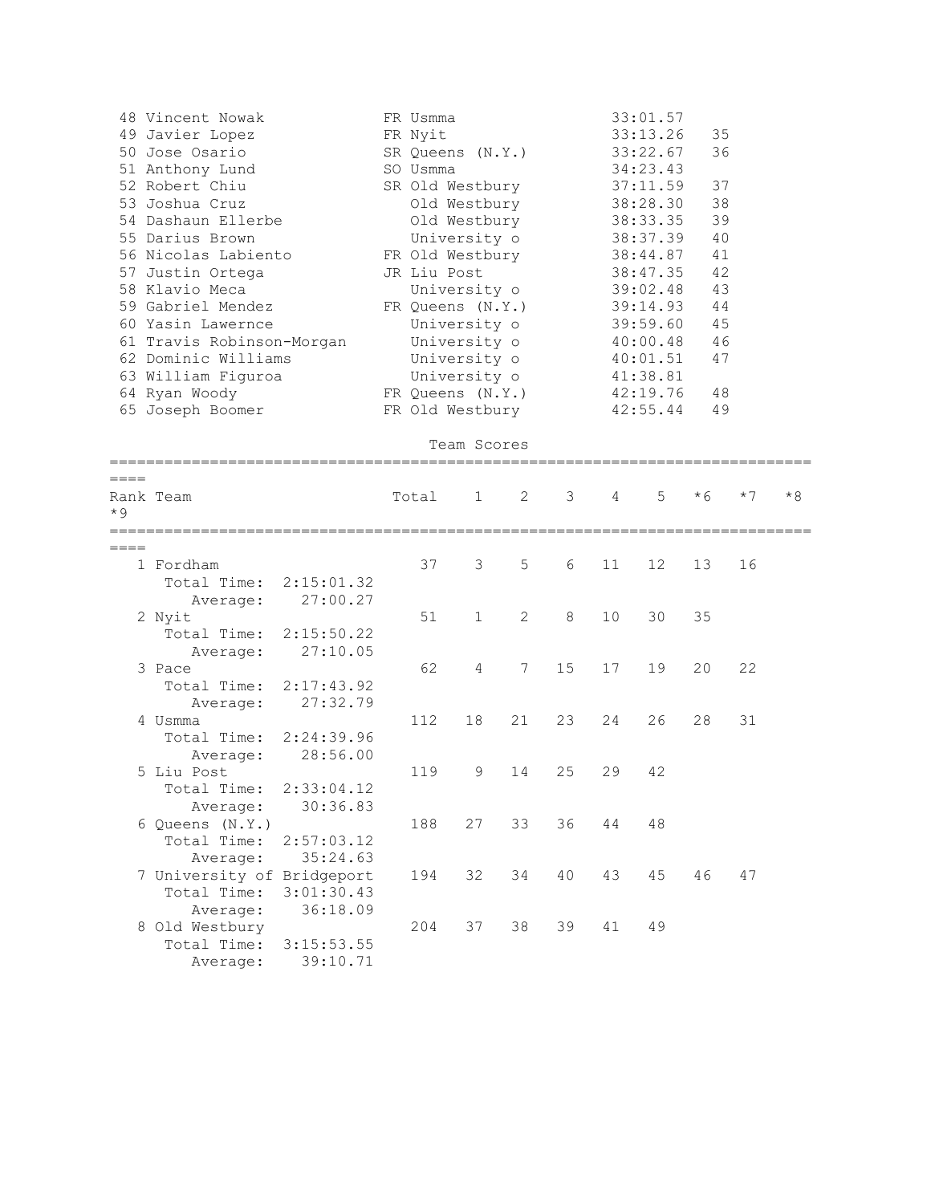| Place | Name | Year | Team | Time | Score |
|---|---|---|---|---|---|
| 48 | Vincent Nowak | FR | Usmma | 33:01.57 | |
| 49 | Javier Lopez | FR | Nyit | 33:13.26 | 35 |
| 50 | Jose Osario | SR | Queens (N.Y.) | 33:22.67 | 36 |
| 51 | Anthony Lund | SO | Usmma | 34:23.43 | |
| 52 | Robert Chiu | SR | Old Westbury | 37:11.59 | 37 |
| 53 | Joshua Cruz | | Old Westbury | 38:28.30 | 38 |
| 54 | Dashaun Ellerbe | | Old Westbury | 38:33.35 | 39 |
| 55 | Darius Brown | | University o | 38:37.39 | 40 |
| 56 | Nicolas Labiento | FR | Old Westbury | 38:44.87 | 41 |
| 57 | Justin Ortega | JR | Liu Post | 38:47.35 | 42 |
| 58 | Klavio Meca | | University o | 39:02.48 | 43 |
| 59 | Gabriel Mendez | FR | Queens (N.Y.) | 39:14.93 | 44 |
| 60 | Yasin Lawernce | | University o | 39:59.60 | 45 |
| 61 | Travis Robinson-Morgan | | University o | 40:00.48 | 46 |
| 62 | Dominic Williams | | University o | 40:01.51 | 47 |
| 63 | William Figuroa | | University o | 41:38.81 | |
| 64 | Ryan Woody | FR | Queens (N.Y.) | 42:19.76 | 48 |
| 65 | Joseph Boomer | FR | Old Westbury | 42:55.44 | 49 |

## Team Scores

| Rank | Team | Total | 1 | 2 | 3 | 4 | 5 | *6 | *7 | *8 | *9 |
|---|---|---|---|---|---|---|---|---|---|---|---|
| 1 | Fordham | 37 | 3 | 5 | 6 | 11 | 12 | 13 | 16 | | |
| | Total Time: 2:15:01.32 | | | | | | | | | | |
| | Average: 27:00.27 | | | | | | | | | | |
| 2 | Nyit | 51 | 1 | 2 | 8 | 10 | 30 | 35 | | | |
| | Total Time: 2:15:50.22 | | | | | | | | | | |
| | Average: 27:10.05 | | | | | | | | | | |
| 3 | Pace | 62 | 4 | 7 | 15 | 17 | 19 | 20 | 22 | | |
| | Total Time: 2:17:43.92 | | | | | | | | | | |
| | Average: 27:32.79 | | | | | | | | | | |
| 4 | Usmma | 112 | 18 | 21 | 23 | 24 | 26 | 28 | 31 | | |
| | Total Time: 2:24:39.96 | | | | | | | | | | |
| | Average: 28:56.00 | | | | | | | | | | |
| 5 | Liu Post | 119 | 9 | 14 | 25 | 29 | 42 | | | | |
| | Total Time: 2:33:04.12 | | | | | | | | | | |
| | Average: 30:36.83 | | | | | | | | | | |
| 6 | Queens (N.Y.) | 188 | 27 | 33 | 36 | 44 | 48 | | | | |
| | Total Time: 2:57:03.12 | | | | | | | | | | |
| | Average: 35:24.63 | | | | | | | | | | |
| 7 | University of Bridgeport | 194 | 32 | 34 | 40 | 43 | 45 | 46 | 47 | | |
| | Total Time: 3:01:30.43 | | | | | | | | | | |
| | Average: 36:18.09 | | | | | | | | | | |
| 8 | Old Westbury | 204 | 37 | 38 | 39 | 41 | 49 | | | | |
| | Total Time: 3:15:53.55 | | | | | | | | | | |
| | Average: 39:10.71 | | | | | | | | | | |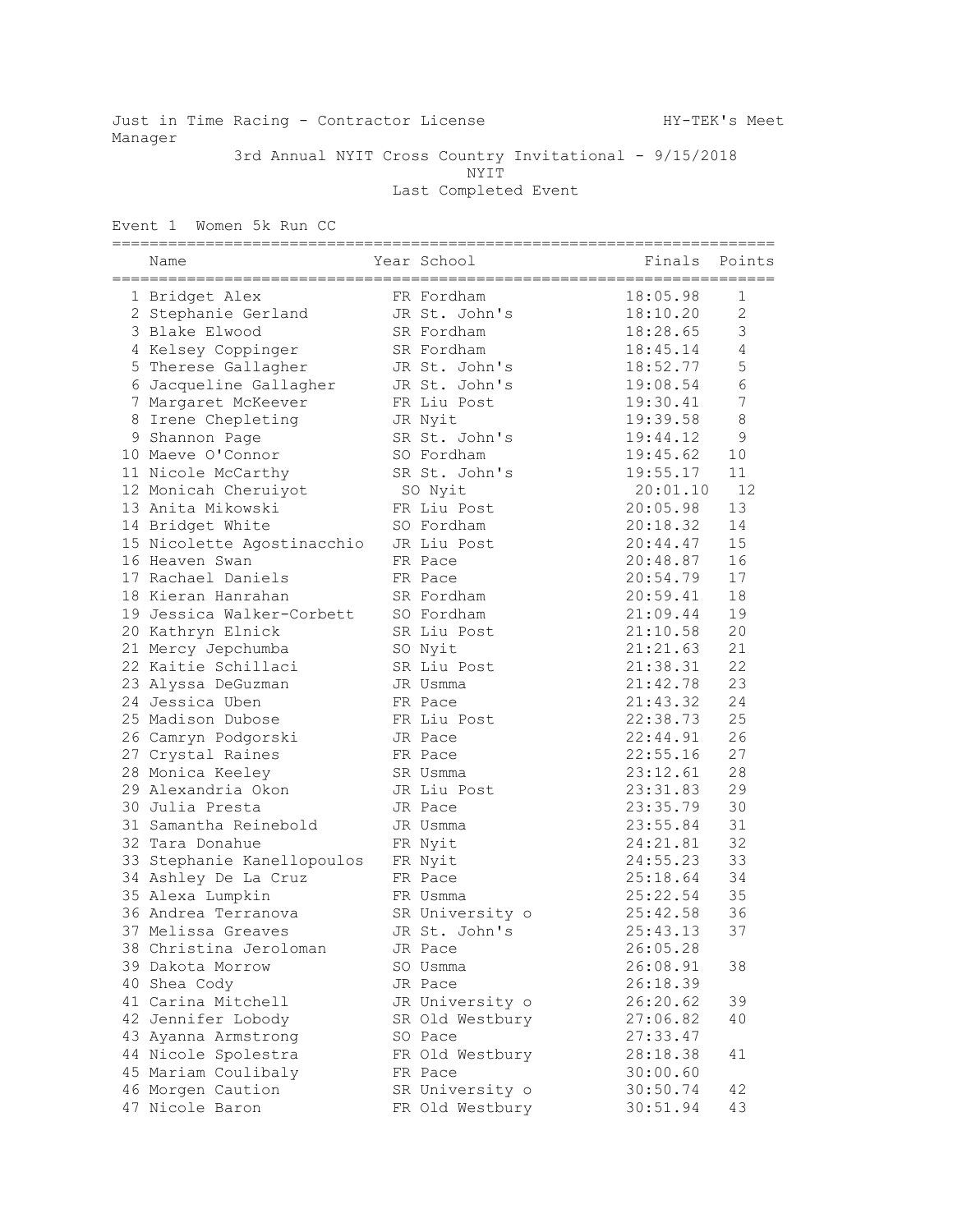Just in Time Racing - Contractor License HY-TEK's Meet Manager

3rd Annual NYIT Cross Country Invitational - 9/15/2018

NYIT

Last Completed Event

## Event 1 Women 5k Run CC

| | Name | Year | School | Finals | Points |
|---|---|---|---|---|---|
| 1 | Bridget Alex | FR | Fordham | 18:05.98 | 1 |
| 2 | Stephanie Gerland | JR | St. John's | 18:10.20 | 2 |
| 3 | Blake Elwood | SR | Fordham | 18:28.65 | 3 |
| 4 | Kelsey Coppinger | SR | Fordham | 18:45.14 | 4 |
| 5 | Therese Gallagher | JR | St. John's | 18:52.77 | 5 |
| 6 | Jacqueline Gallagher | JR | St. John's | 19:08.54 | 6 |
| 7 | Margaret McKeever | FR | Liu Post | 19:30.41 | 7 |
| 8 | Irene Chepleting | JR | Nyit | 19:39.58 | 8 |
| 9 | Shannon Page | SR | St. John's | 19:44.12 | 9 |
| 10 | Maeve O'Connor | SO | Fordham | 19:45.62 | 10 |
| 11 | Nicole McCarthy | SR | St. John's | 19:55.17 | 11 |
| 12 | Monicah Cheruiyot | SO | Nyit | 20:01.10 | 12 |
| 13 | Anita Mikowski | FR | Liu Post | 20:05.98 | 13 |
| 14 | Bridget White | SO | Fordham | 20:18.32 | 14 |
| 15 | Nicolette Agostinacchio | JR | Liu Post | 20:44.47 | 15 |
| 16 | Heaven Swan | FR | Pace | 20:48.87 | 16 |
| 17 | Rachael Daniels | FR | Pace | 20:54.79 | 17 |
| 18 | Kieran Hanrahan | SR | Fordham | 20:59.41 | 18 |
| 19 | Jessica Walker-Corbett | SO | Fordham | 21:09.44 | 19 |
| 20 | Kathryn Elnick | SR | Liu Post | 21:10.58 | 20 |
| 21 | Mercy Jepchumba | SO | Nyit | 21:21.63 | 21 |
| 22 | Kaitie Schillaci | SR | Liu Post | 21:38.31 | 22 |
| 23 | Alyssa DeGuzman | JR | Usmma | 21:42.78 | 23 |
| 24 | Jessica Uben | FR | Pace | 21:43.32 | 24 |
| 25 | Madison Dubose | FR | Liu Post | 22:38.73 | 25 |
| 26 | Camryn Podgorski | JR | Pace | 22:44.91 | 26 |
| 27 | Crystal Raines | FR | Pace | 22:55.16 | 27 |
| 28 | Monica Keeley | SR | Usmma | 23:12.61 | 28 |
| 29 | Alexandria Okon | JR | Liu Post | 23:31.83 | 29 |
| 30 | Julia Presta | JR | Pace | 23:35.79 | 30 |
| 31 | Samantha Reinebold | JR | Usmma | 23:55.84 | 31 |
| 32 | Tara Donahue | FR | Nyit | 24:21.81 | 32 |
| 33 | Stephanie Kanellopoulos | FR | Nyit | 24:55.23 | 33 |
| 34 | Ashley De La Cruz | FR | Pace | 25:18.64 | 34 |
| 35 | Alexa Lumpkin | FR | Usmma | 25:22.54 | 35 |
| 36 | Andrea Terranova | SR | University o | 25:42.58 | 36 |
| 37 | Melissa Greaves | JR | St. John's | 25:43.13 | 37 |
| 38 | Christina Jeroloman | JR | Pace | 26:05.28 | |
| 39 | Dakota Morrow | SO | Usmma | 26:08.91 | 38 |
| 40 | Shea Cody | JR | Pace | 26:18.39 | |
| 41 | Carina Mitchell | JR | University o | 26:20.62 | 39 |
| 42 | Jennifer Lobody | SR | Old Westbury | 27:06.82 | 40 |
| 43 | Ayanna Armstrong | SO | Pace | 27:33.47 | |
| 44 | Nicole Spolestra | FR | Old Westbury | 28:18.38 | 41 |
| 45 | Mariam Coulibaly | FR | Pace | 30:00.60 | |
| 46 | Morgen Caution | SR | University o | 30:50.74 | 42 |
| 47 | Nicole Baron | FR | Old Westbury | 30:51.94 | 43 |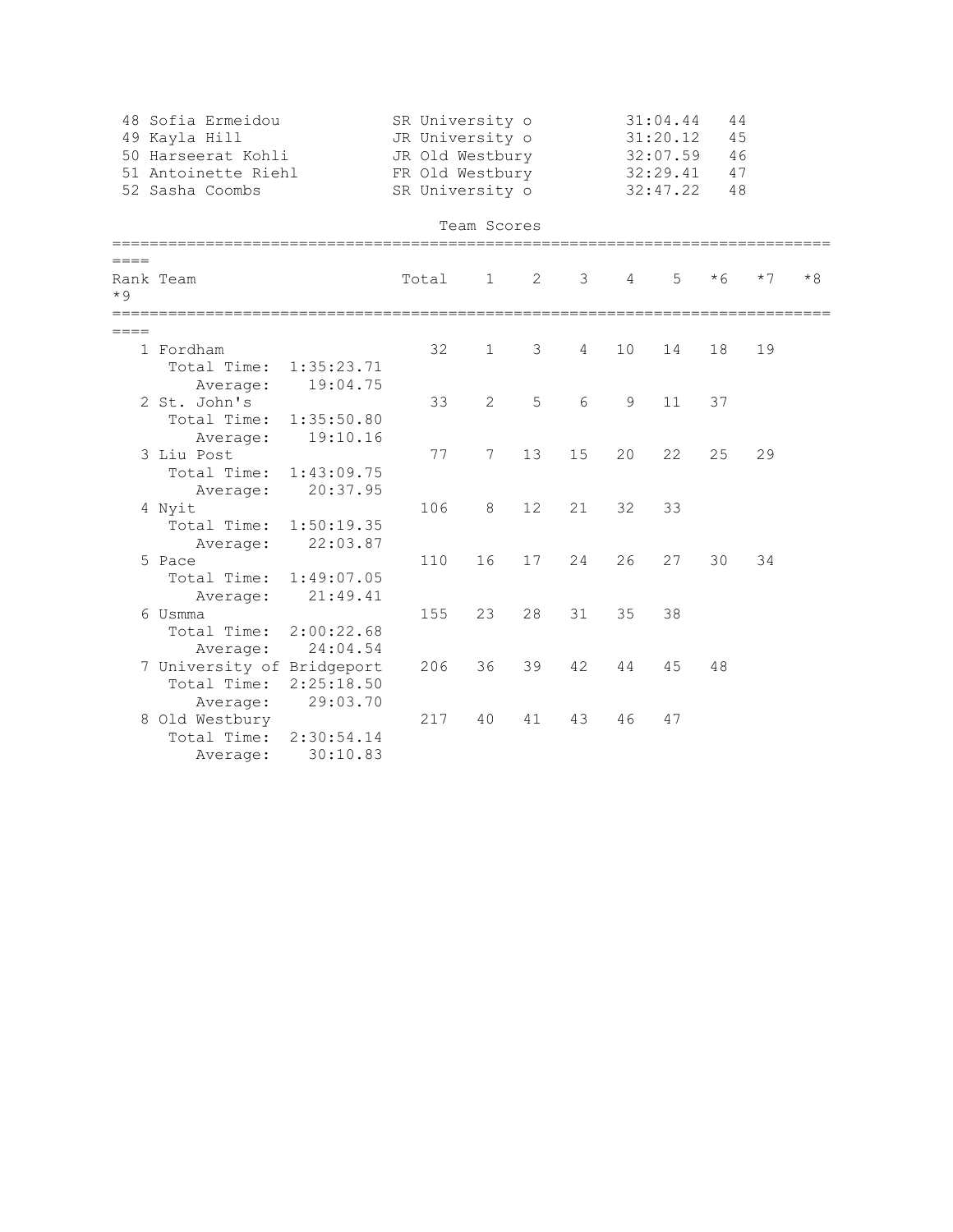| | | | | |
|---|---|---|---|---|
| 48 | Sofia Ermeidou | SR University o | 31:04.44 | 44 |
| 49 | Kayla Hill | JR University o | 31:20.12 | 45 |
| 50 | Harseerat Kohli | JR Old Westbury | 32:07.59 | 46 |
| 51 | Antoinette Riehl | FR Old Westbury | 32:29.41 | 47 |
| 52 | Sasha Coombs | SR University o | 32:47.22 | 48 |

## Team Scores

| Rank | Team | Total | 1 | 2 | 3 | 4 | 5 | *6 | *7 | *8 | *9 |
|---|---|---|---|---|---|---|---|---|---|---|---|
| 1 | Fordham | 32 | 1 | 3 | 4 | 10 | 14 | 18 | 19 | | |
| | Total Time: 1:35:23.71 | | | | | | | | | | |
| | Average: 19:04.75 | | | | | | | | | | |
| 2 | St. John's | 33 | 2 | 5 | 6 | 9 | 11 | 37 | | | |
| | Total Time: 1:35:50.80 | | | | | | | | | | |
| | Average: 19:10.16 | | | | | | | | | | |
| 3 | Liu Post | 77 | 7 | 13 | 15 | 20 | 22 | 25 | 29 | | |
| | Total Time: 1:43:09.75 | | | | | | | | | | |
| | Average: 20:37.95 | | | | | | | | | | |
| 4 | Nyit | 106 | 8 | 12 | 21 | 32 | 33 | | | | |
| | Total Time: 1:50:19.35 | | | | | | | | | | |
| | Average: 22:03.87 | | | | | | | | | | |
| 5 | Pace | 110 | 16 | 17 | 24 | 26 | 27 | 30 | 34 | | |
| | Total Time: 1:49:07.05 | | | | | | | | | | |
| | Average: 21:49.41 | | | | | | | | | | |
| 6 | Usmma | 155 | 23 | 28 | 31 | 35 | 38 | | | | |
| | Total Time: 2:00:22.68 | | | | | | | | | | |
| | Average: 24:04.54 | | | | | | | | | | |
| 7 | University of Bridgeport | 206 | 36 | 39 | 42 | 44 | 45 | 48 | | | |
| | Total Time: 2:25:18.50 | | | | | | | | | | |
| | Average: 29:03.70 | | | | | | | | | | |
| 8 | Old Westbury | 217 | 40 | 41 | 43 | 46 | 47 | | | | |
| | Total Time: 2:30:54.14 | | | | | | | | | | |
| | Average: 30:10.83 | | | | | | | | | | |